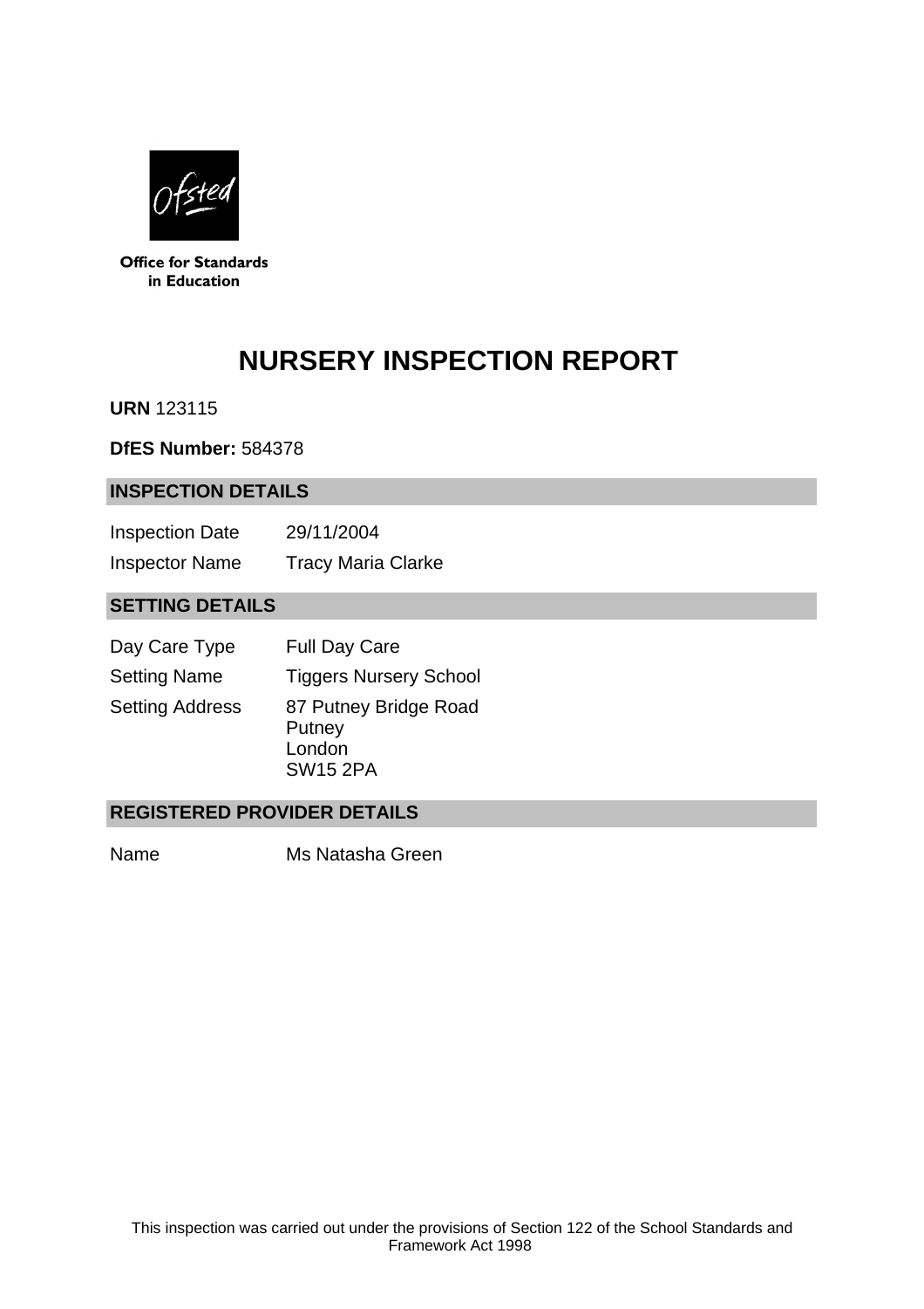Office for Standards in Education

# NURSERY INSPECTION REPORT

**URN** 123115

**DfES Number:** 584378

## INSPECTION DETAILS

| | |
|---|---|
| Inspection Date | 29/11/2004 |
| Inspector Name | Tracy Maria Clarke |

## SETTING DETAILS

| | |
|---|---|
| Day Care Type | Full Day Care |
| Setting Name | Tiggers Nursery School |
| Setting Address | 87 Putney Bridge Road<br>Putney<br>London<br>SW15 2PA |

## REGISTERED PROVIDER DETAILS

| | |
|---|---|
| Name | Ms Natasha Green |

This inspection was carried out under the provisions of Section 122 of the School Standards and Framework Act 1998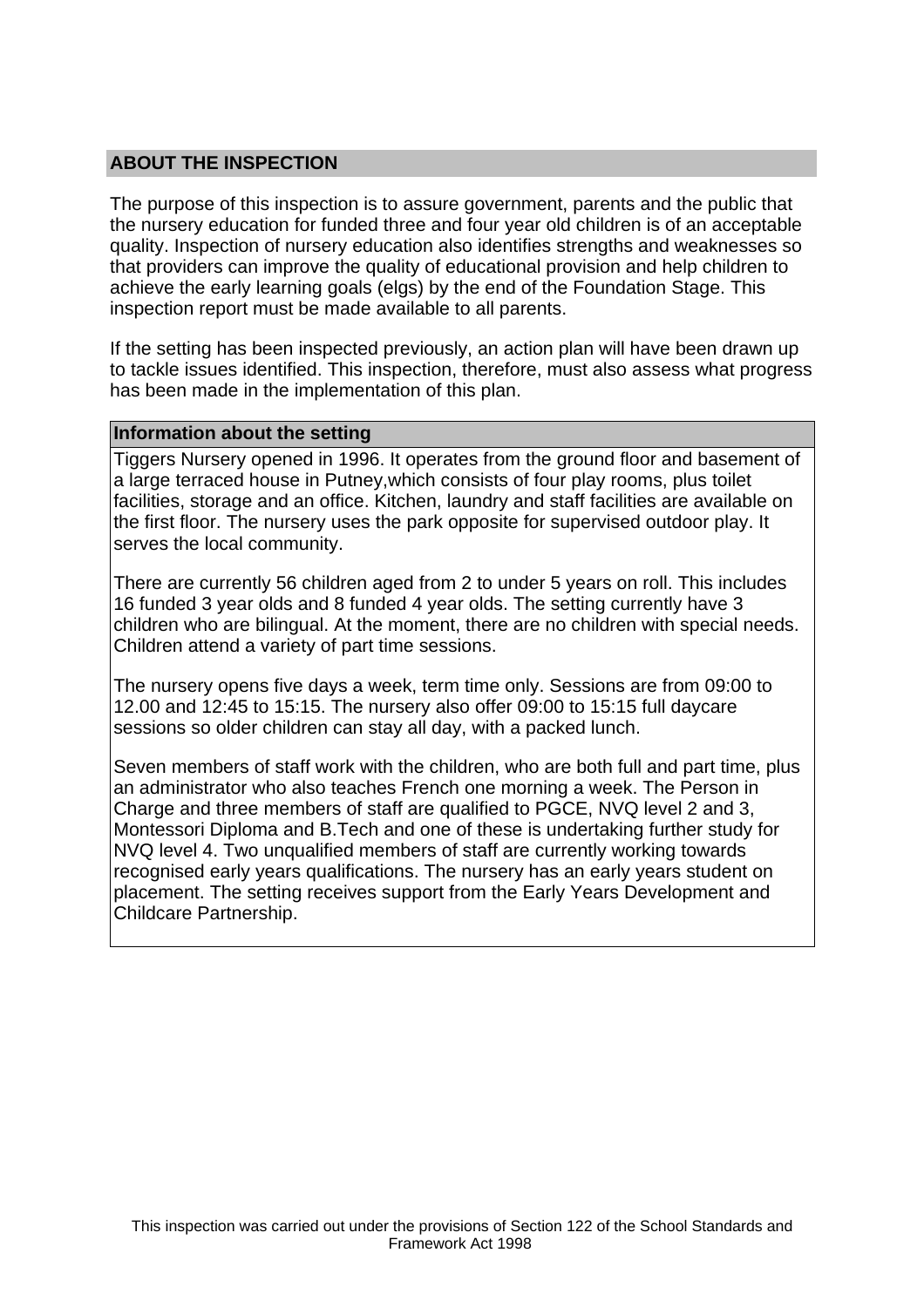## ABOUT THE INSPECTION

The purpose of this inspection is to assure government, parents and the public that the nursery education for funded three and four year old children is of an acceptable quality. Inspection of nursery education also identifies strengths and weaknesses so that providers can improve the quality of educational provision and help children to achieve the early learning goals (elgs) by the end of the Foundation Stage. This inspection report must be made available to all parents.

If the setting has been inspected previously, an action plan will have been drawn up to tackle issues identified. This inspection, therefore, must also assess what progress has been made in the implementation of this plan.

### Information about the setting

Tiggers Nursery opened in 1996. It operates from the ground floor and basement of a large terraced house in Putney,which consists of four play rooms, plus toilet facilities, storage and an office. Kitchen, laundry and staff facilities are available on the first floor. The nursery uses the park opposite for supervised outdoor play. It serves the local community.

There are currently 56 children aged from 2 to under 5 years on roll. This includes 16 funded 3 year olds and 8 funded 4 year olds. The setting currently have 3 children who are bilingual. At the moment, there are no children with special needs. Children attend a variety of part time sessions.

The nursery opens five days a week, term time only. Sessions are from 09:00 to 12.00 and 12:45 to 15:15. The nursery also offer 09:00 to 15:15 full daycare sessions so older children can stay all day, with a packed lunch.

Seven members of staff work with the children, who are both full and part time, plus an administrator who also teaches French one morning a week. The Person in Charge and three members of staff are qualified to PGCE, NVQ level 2 and 3, Montessori Diploma and B.Tech and one of these is undertaking further study for NVQ level 4. Two unqualified members of staff are currently working towards recognised early years qualifications. The nursery has an early years student on placement. The setting receives support from the Early Years Development and Childcare Partnership.

This inspection was carried out under the provisions of Section 122 of the School Standards and Framework Act 1998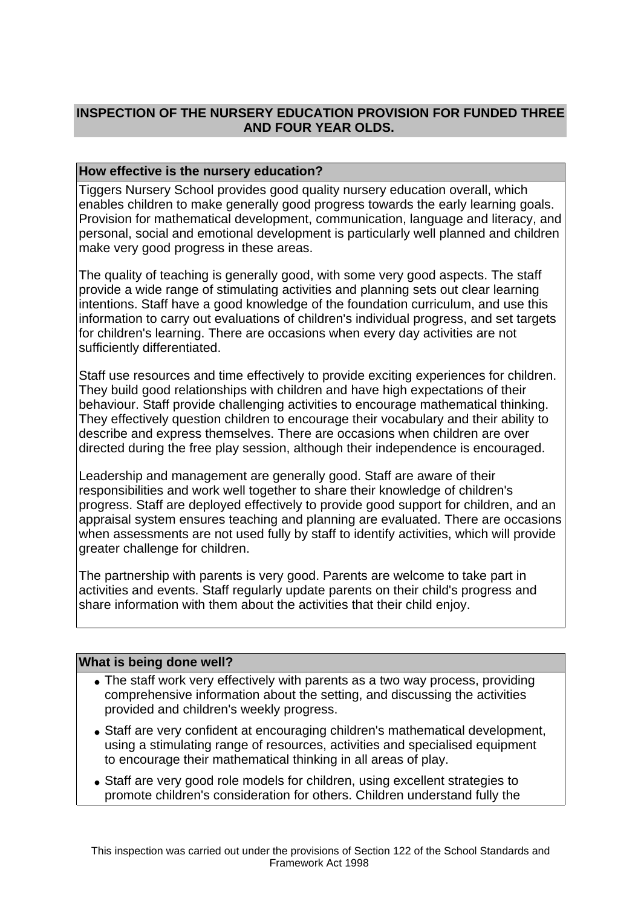## INSPECTION OF THE NURSERY EDUCATION PROVISION FOR FUNDED THREE AND FOUR YEAR OLDS.

### How effective is the nursery education?

Tiggers Nursery School provides good quality nursery education overall, which enables children to make generally good progress towards the early learning goals. Provision for mathematical development, communication, language and literacy, and personal, social and emotional development is particularly well planned and children make very good progress in these areas.

The quality of teaching is generally good, with some very good aspects. The staff provide a wide range of stimulating activities and planning sets out clear learning intentions. Staff have a good knowledge of the foundation curriculum, and use this information to carry out evaluations of children's individual progress, and set targets for children's learning. There are occasions when every day activities are not sufficiently differentiated.

Staff use resources and time effectively to provide exciting experiences for children. They build good relationships with children and have high expectations of their behaviour. Staff provide challenging activities to encourage mathematical thinking. They effectively question children to encourage their vocabulary and their ability to describe and express themselves. There are occasions when children are over directed during the free play session, although their independence is encouraged.

Leadership and management are generally good. Staff are aware of their responsibilities and work well together to share their knowledge of children's progress. Staff are deployed effectively to provide good support for children, and an appraisal system ensures teaching and planning are evaluated. There are occasions when assessments are not used fully by staff to identify activities, which will provide greater challenge for children.

The partnership with parents is very good. Parents are welcome to take part in activities and events. Staff regularly update parents on their child's progress and share information with them about the activities that their child enjoy.

### What is being done well?

- The staff work very effectively with parents as a two way process, providing comprehensive information about the setting, and discussing the activities provided and children's weekly progress.
- Staff are very confident at encouraging children's mathematical development, using a stimulating range of resources, activities and specialised equipment to encourage their mathematical thinking in all areas of play.
- Staff are very good role models for children, using excellent strategies to promote children's consideration for others. Children understand fully the

This inspection was carried out under the provisions of Section 122 of the School Standards and Framework Act 1998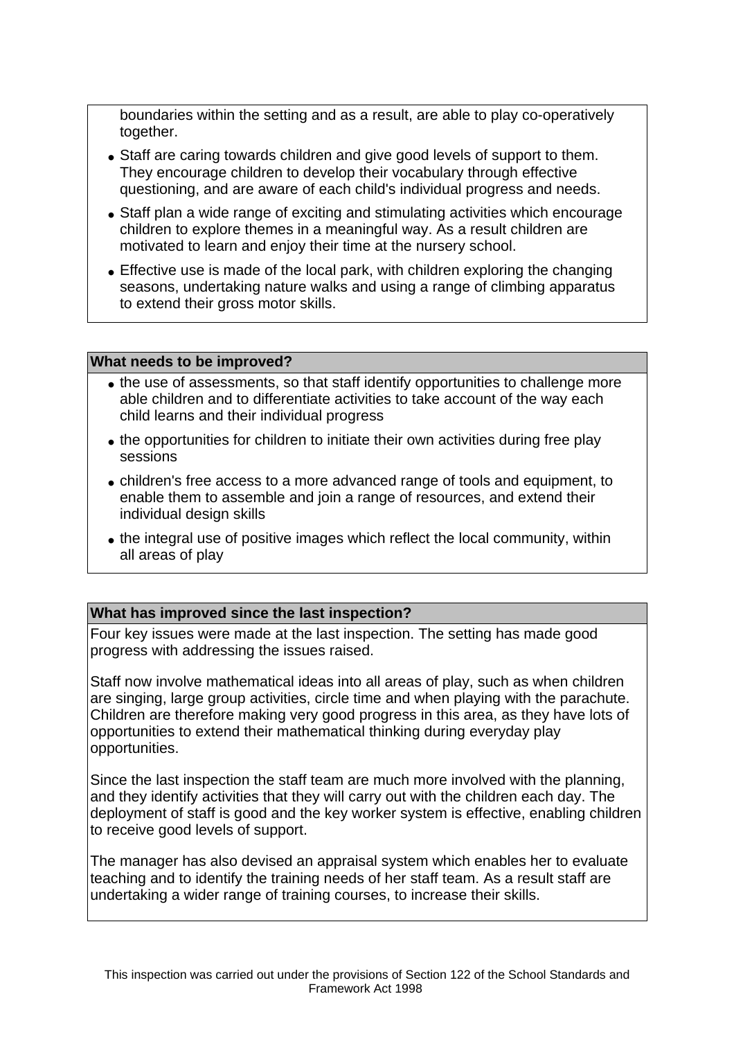boundaries within the setting and as a result, are able to play co-operatively together.

- Staff are caring towards children and give good levels of support to them. They encourage children to develop their vocabulary through effective questioning, and are aware of each child's individual progress and needs.
- Staff plan a wide range of exciting and stimulating activities which encourage children to explore themes in a meaningful way. As a result children are motivated to learn and enjoy their time at the nursery school.
- Effective use is made of the local park, with children exploring the changing seasons, undertaking nature walks and using a range of climbing apparatus to extend their gross motor skills.

**What needs to be improved?**

- the use of assessments, so that staff identify opportunities to challenge more able children and to differentiate activities to take account of the way each child learns and their individual progress
- the opportunities for children to initiate their own activities during free play sessions
- children's free access to a more advanced range of tools and equipment, to enable them to assemble and join a range of resources, and extend their individual design skills
- the integral use of positive images which reflect the local community, within all areas of play

**What has improved since the last inspection?**

Four key issues were made at the last inspection. The setting has made good progress with addressing the issues raised.

Staff now involve mathematical ideas into all areas of play, such as when children are singing, large group activities, circle time and when playing with the parachute. Children are therefore making very good progress in this area, as they have lots of opportunities to extend their mathematical thinking during everyday play opportunities.

Since the last inspection the staff team are much more involved with the planning, and they identify activities that they will carry out with the children each day. The deployment of staff is good and the key worker system is effective, enabling children to receive good levels of support.

The manager has also devised an appraisal system which enables her to evaluate teaching and to identify the training needs of her staff team. As a result staff are undertaking a wider range of training courses, to increase their skills.

This inspection was carried out under the provisions of Section 122 of the School Standards and Framework Act 1998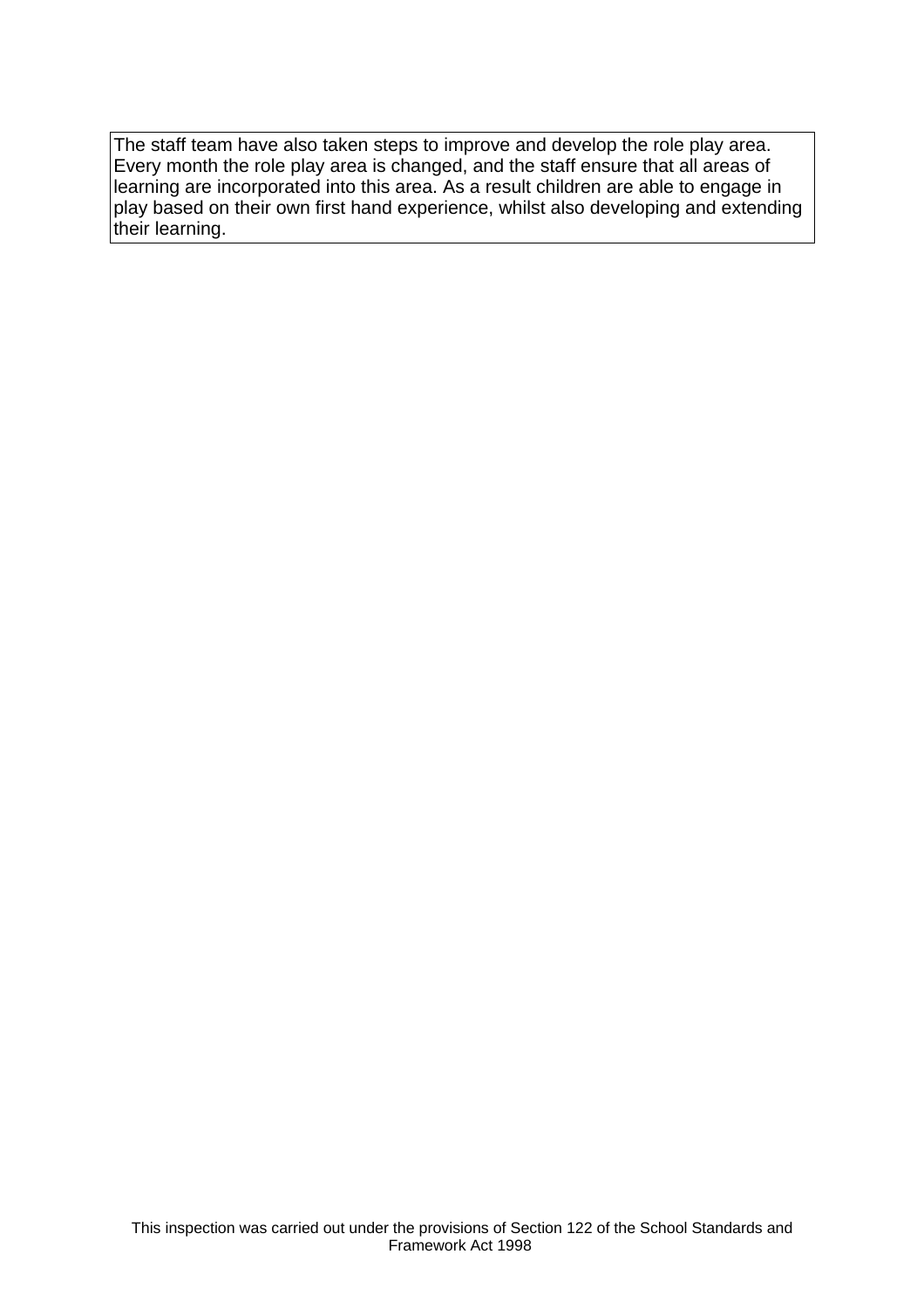The staff team have also taken steps to improve and develop the role play area. Every month the role play area is changed, and the staff ensure that all areas of learning are incorporated into this area. As a result children are able to engage in play based on their own first hand experience, whilst also developing and extending their learning.

This inspection was carried out under the provisions of Section 122 of the School Standards and Framework Act 1998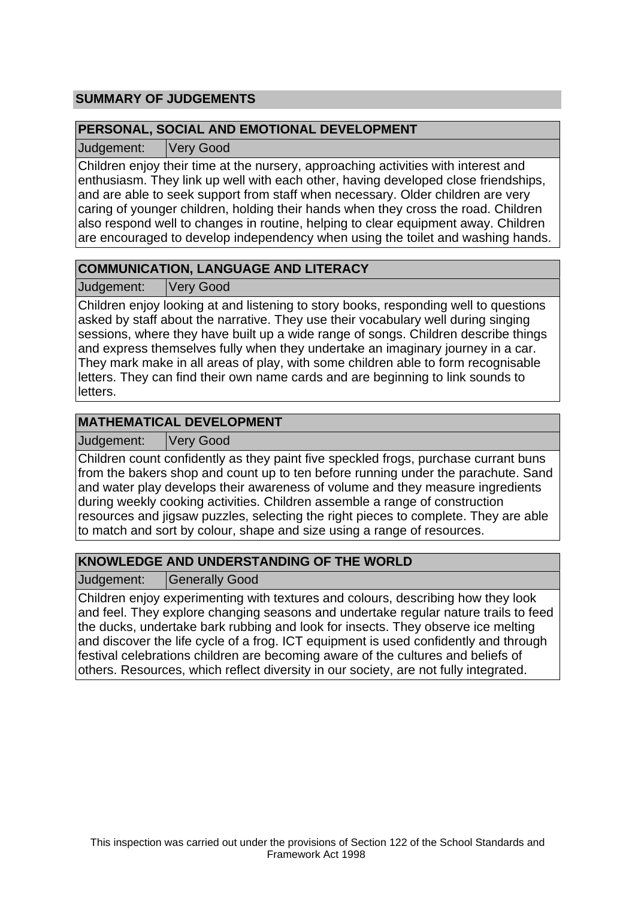## SUMMARY OF JUDGEMENTS

### PERSONAL, SOCIAL AND EMOTIONAL DEVELOPMENT

| Judgement: | Very Good |
|---|---|

Children enjoy their time at the nursery, approaching activities with interest and enthusiasm. They link up well with each other, having developed close friendships, and are able to seek support from staff when necessary. Older children are very caring of younger children, holding their hands when they cross the road. Children also respond well to changes in routine, helping to clear equipment away. Children are encouraged to develop independency when using the toilet and washing hands.

### COMMUNICATION, LANGUAGE AND LITERACY

| Judgement: | Very Good |
|---|---|

Children enjoy looking at and listening to story books, responding well to questions asked by staff about the narrative. They use their vocabulary well during singing sessions, where they have built up a wide range of songs. Children describe things and express themselves fully when they undertake an imaginary journey in a car. They mark make in all areas of play, with some children able to form recognisable letters. They can find their own name cards and are beginning to link sounds to letters.

### MATHEMATICAL DEVELOPMENT

| Judgement: | Very Good |
|---|---|

Children count confidently as they paint five speckled frogs, purchase currant buns from the bakers shop and count up to ten before running under the parachute. Sand and water play develops their awareness of volume and they measure ingredients during weekly cooking activities. Children assemble a range of construction resources and jigsaw puzzles, selecting the right pieces to complete. They are able to match and sort by colour, shape and size using a range of resources.

### KNOWLEDGE AND UNDERSTANDING OF THE WORLD

| Judgement: | Generally Good |
|---|---|

Children enjoy experimenting with textures and colours, describing how they look and feel. They explore changing seasons and undertake regular nature trails to feed the ducks, undertake bark rubbing and look for insects. They observe ice melting and discover the life cycle of a frog. ICT equipment is used confidently and through festival celebrations children are becoming aware of the cultures and beliefs of others. Resources, which reflect diversity in our society, are not fully integrated.

This inspection was carried out under the provisions of Section 122 of the School Standards and Framework Act 1998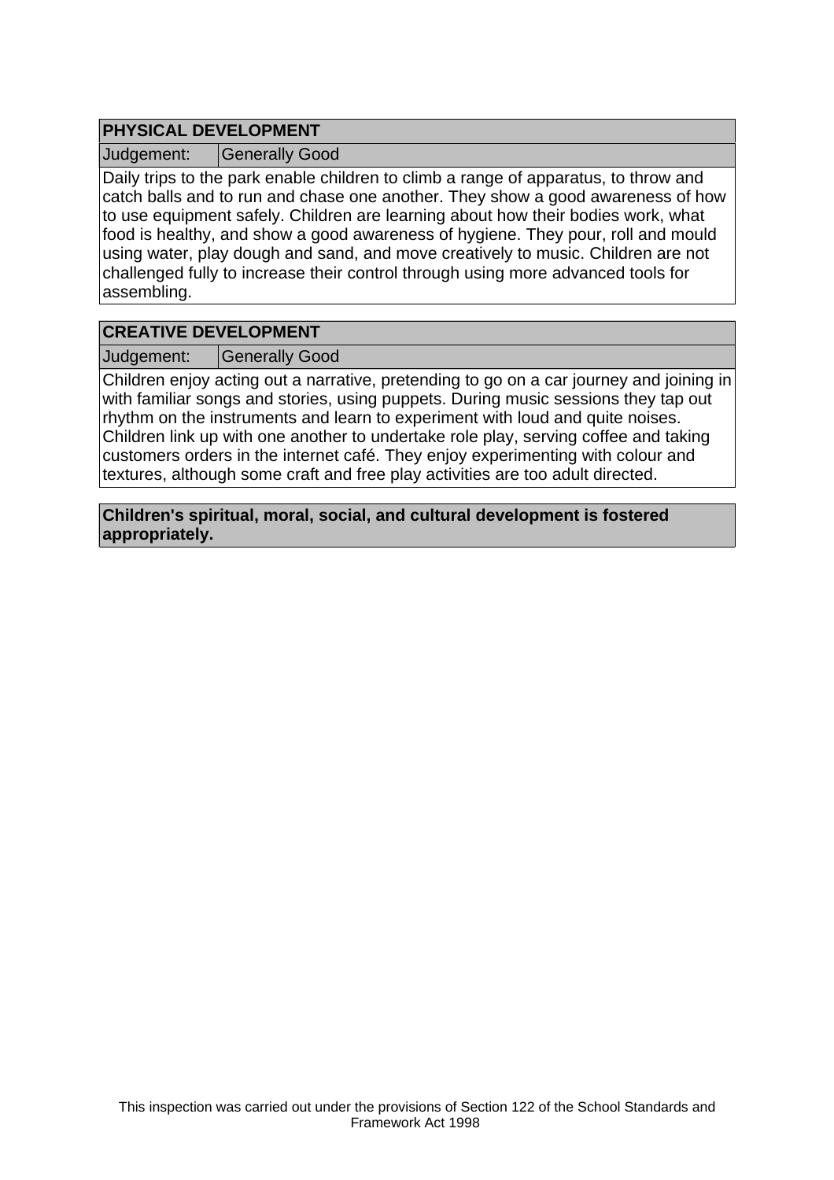## PHYSICAL DEVELOPMENT

| Judgement: | Generally Good |
|---|---|

Daily trips to the park enable children to climb a range of apparatus, to throw and catch balls and to run and chase one another. They show a good awareness of how to use equipment safely. Children are learning about how their bodies work, what food is healthy, and show a good awareness of hygiene. They pour, roll and mould using water, play dough and sand, and move creatively to music. Children are not challenged fully to increase their control through using more advanced tools for assembling.

## CREATIVE DEVELOPMENT

| Judgement: | Generally Good |
|---|---|

Children enjoy acting out a narrative, pretending to go on a car journey and joining in with familiar songs and stories, using puppets. During music sessions they tap out rhythm on the instruments and learn to experiment with loud and quite noises. Children link up with one another to undertake role play, serving coffee and taking customers orders in the internet café. They enjoy experimenting with colour and textures, although some craft and free play activities are too adult directed.

**Children's spiritual, moral, social, and cultural development is fostered appropriately.**

This inspection was carried out under the provisions of Section 122 of the School Standards and Framework Act 1998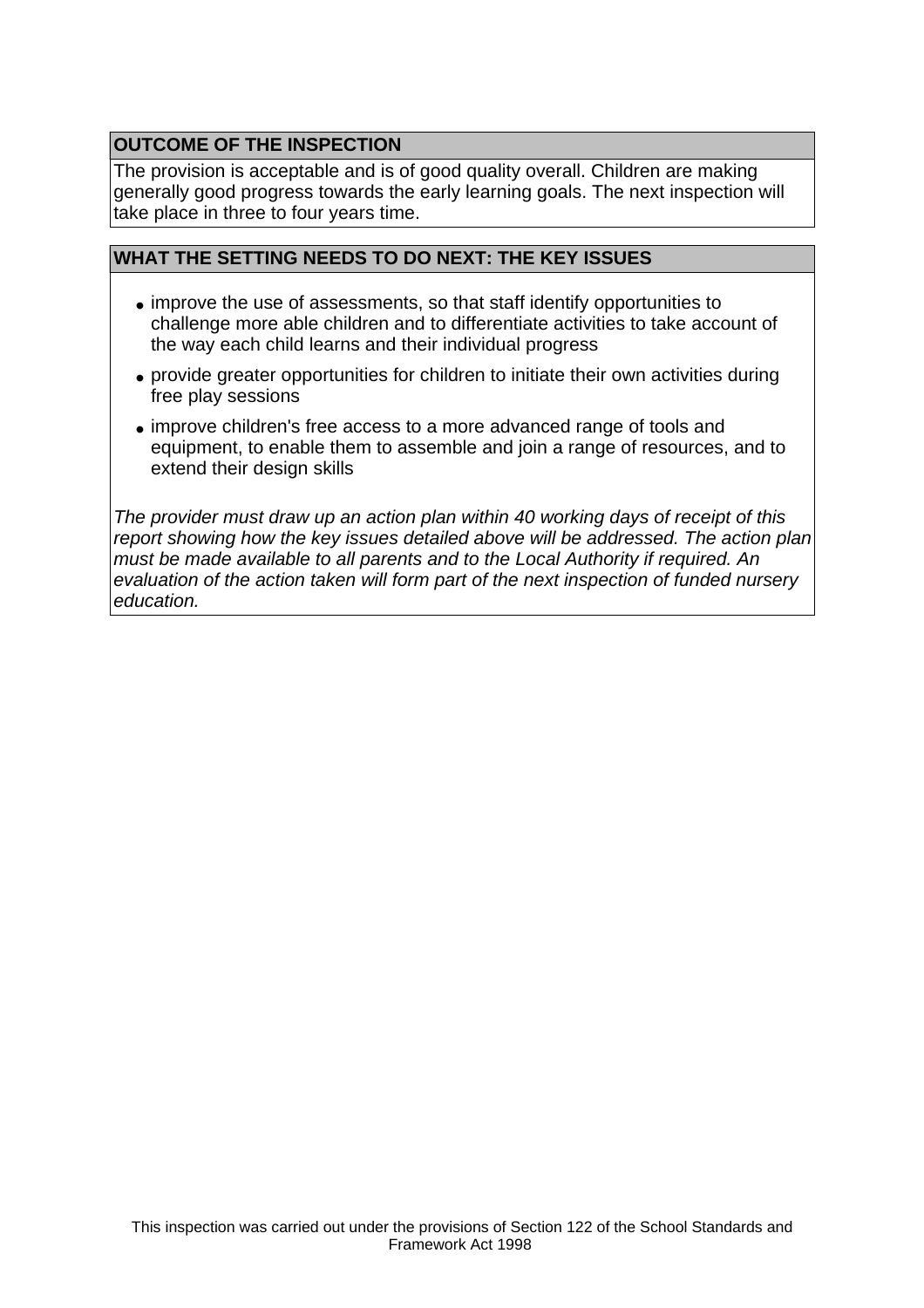## OUTCOME OF THE INSPECTION

The provision is acceptable and is of good quality overall. Children are making generally good progress towards the early learning goals. The next inspection will take place in three to four years time.

## WHAT THE SETTING NEEDS TO DO NEXT: THE KEY ISSUES

- improve the use of assessments, so that staff identify opportunities to challenge more able children and to differentiate activities to take account of the way each child learns and their individual progress
- provide greater opportunities for children to initiate their own activities during free play sessions
- improve children's free access to a more advanced range of tools and equipment, to enable them to assemble and join a range of resources, and to extend their design skills

*The provider must draw up an action plan within 40 working days of receipt of this report showing how the key issues detailed above will be addressed. The action plan must be made available to all parents and to the Local Authority if required. An evaluation of the action taken will form part of the next inspection of funded nursery education.*

This inspection was carried out under the provisions of Section 122 of the School Standards and Framework Act 1998